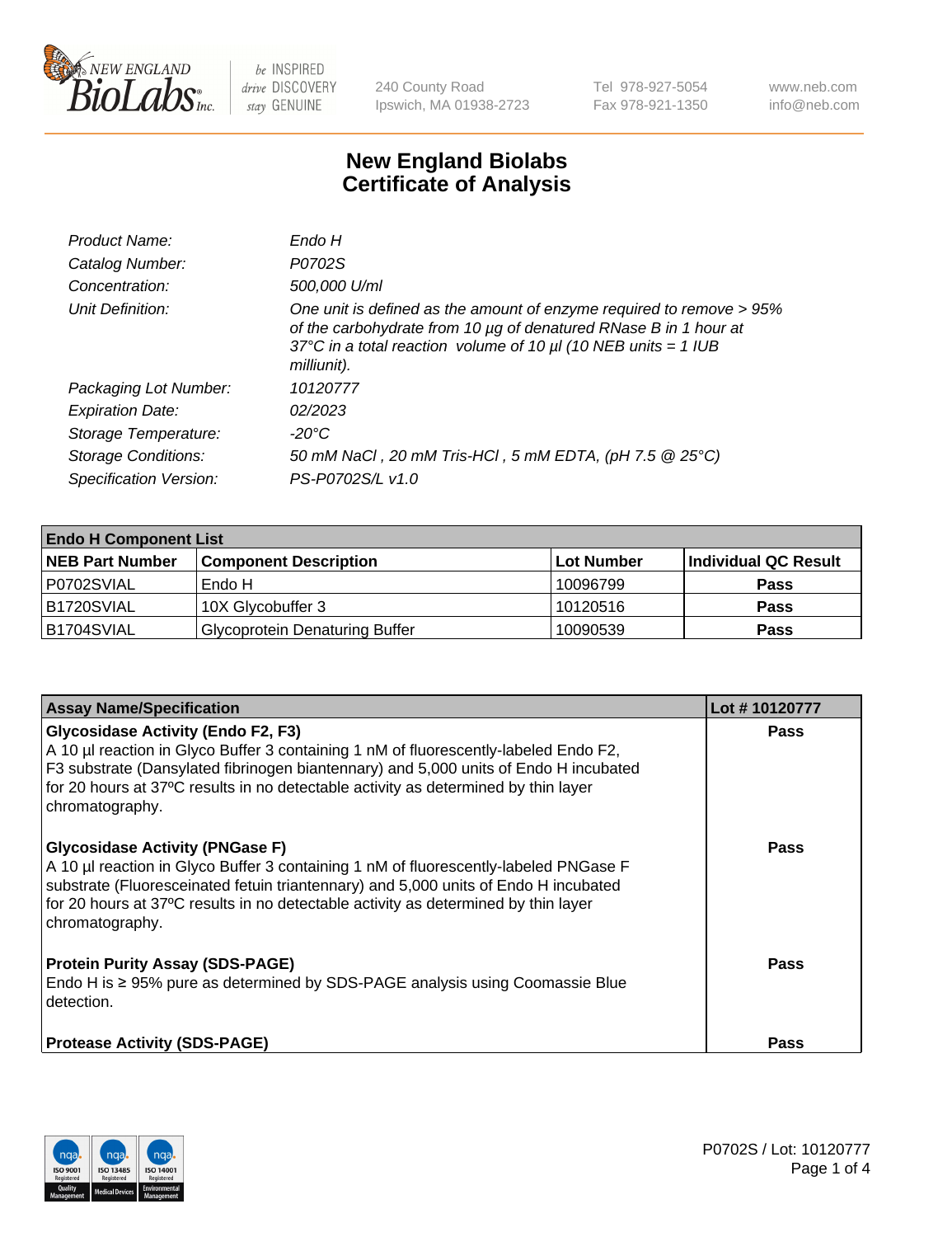# New England Biolabs Certificate of Analysis

| | |
|---|---|
| *Product Name:* | *Endo H* |
| *Catalog Number:* | *P0702S* |
| *Concentration:* | *500,000 U/ml* |
| *Unit Definition:* | *One unit is defined as the amount of enzyme required to remove > 95% of the carbohydrate from 10 µg of denatured RNase B in 1 hour at 37°C in a total reaction volume of 10 µl (10 NEB units = 1 IUB milliunit).* |
| *Packaging Lot Number:* | *10120777* |
| *Expiration Date:* | *02/2023* |
| *Storage Temperature:* | *-20°C* |
| *Storage Conditions:* | *50 mM NaCl , 20 mM Tris-HCl , 5 mM EDTA, (pH 7.5 @ 25°C)* |
| *Specification Version:* | *PS-P0702S/L v1.0* |

| **Endo H Component List** | | | |
|---|---|---|---|
| **NEB Part Number** | **Component Description** | **Lot Number** | **Individual QC Result** |
| P0702SVIAL | Endo H | 10096799 | **Pass** |
| B1720SVIAL | 10X Glycobuffer 3 | 10120516 | **Pass** |
| B1704SVIAL | Glycoprotein Denaturing Buffer | 10090539 | **Pass** |

| **Assay Name/Specification** | **Lot # 10120777** |
|---|---|
| **Glycosidase Activity (Endo F2, F3)** A 10 µl reaction in Glyco Buffer 3 containing 1 nM of fluorescently-labeled Endo F2, F3 substrate (Dansylated fibrinogen biantennary) and 5,000 units of Endo H incubated for 20 hours at 37ºC results in no detectable activity as determined by thin layer chromatography. | **Pass** |
| **Glycosidase Activity (PNGase F)** A 10 µl reaction in Glyco Buffer 3 containing 1 nM of fluorescently-labeled PNGase F substrate (Fluoresceinated fetuin triantennary) and 5,000 units of Endo H incubated for 20 hours at 37ºC results in no detectable activity as determined by thin layer chromatography. | **Pass** |
| **Protein Purity Assay (SDS-PAGE)** Endo H is ≥ 95% pure as determined by SDS-PAGE analysis using Coomassie Blue detection. | **Pass** |
| **Protease Activity (SDS-PAGE)** | **Pass** |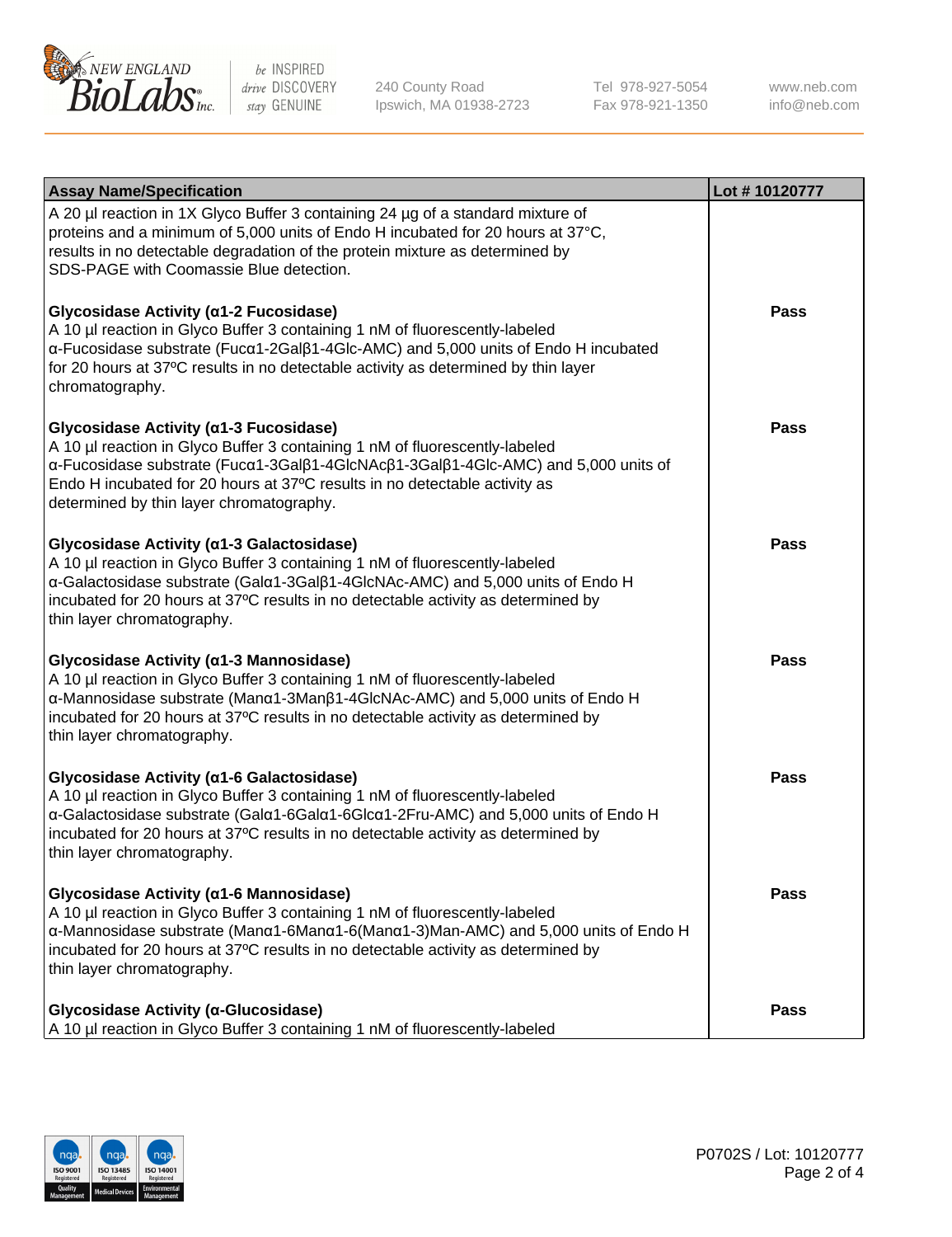| Assay Name/Specification | Lot # 10120777 |
| --- | --- |
| A 20 µl reaction in 1X Glyco Buffer 3 containing 24 µg of a standard mixture of proteins and a minimum of 5,000 units of Endo H incubated for 20 hours at 37°C, results in no detectable degradation of the protein mixture as determined by SDS-PAGE with Coomassie Blue detection. | |
| **Glycosidase Activity (α1-2 Fucosidase)**<br>A 10 µl reaction in Glyco Buffer 3 containing 1 nM of fluorescently-labeled α-Fucosidase substrate (Fucα1-2Galβ1-4Glc-AMC) and 5,000 units of Endo H incubated for 20 hours at 37ºC results in no detectable activity as determined by thin layer chromatography. | **Pass** |
| **Glycosidase Activity (α1-3 Fucosidase)**<br>A 10 µl reaction in Glyco Buffer 3 containing 1 nM of fluorescently-labeled α-Fucosidase substrate (Fucα1-3Galβ1-4GlcNAcβ1-3Galβ1-4Glc-AMC) and 5,000 units of Endo H incubated for 20 hours at 37ºC results in no detectable activity as determined by thin layer chromatography. | **Pass** |
| **Glycosidase Activity (α1-3 Galactosidase)**<br>A 10 µl reaction in Glyco Buffer 3 containing 1 nM of fluorescently-labeled α-Galactosidase substrate (Galα1-3Galβ1-4GlcNAc-AMC) and 5,000 units of Endo H incubated for 20 hours at 37ºC results in no detectable activity as determined by thin layer chromatography. | **Pass** |
| **Glycosidase Activity (α1-3 Mannosidase)**<br>A 10 µl reaction in Glyco Buffer 3 containing 1 nM of fluorescently-labeled α-Mannosidase substrate (Manα1-3Manβ1-4GlcNAc-AMC) and 5,000 units of Endo H incubated for 20 hours at 37ºC results in no detectable activity as determined by thin layer chromatography. | **Pass** |
| **Glycosidase Activity (α1-6 Galactosidase)**<br>A 10 µl reaction in Glyco Buffer 3 containing 1 nM of fluorescently-labeled α-Galactosidase substrate (Galα1-6Galα1-6Glcα1-2Fru-AMC) and 5,000 units of Endo H incubated for 20 hours at 37ºC results in no detectable activity as determined by thin layer chromatography. | **Pass** |
| **Glycosidase Activity (α1-6 Mannosidase)**<br>A 10 µl reaction in Glyco Buffer 3 containing 1 nM of fluorescently-labeled α-Mannosidase substrate (Manα1-6Manα1-6(Manα1-3)Man-AMC) and 5,000 units of Endo H incubated for 20 hours at 37ºC results in no detectable activity as determined by thin layer chromatography. | **Pass** |
| **Glycosidase Activity (α-Glucosidase)**<br>A 10 µl reaction in Glyco Buffer 3 containing 1 nM of fluorescently-labeled | **Pass** |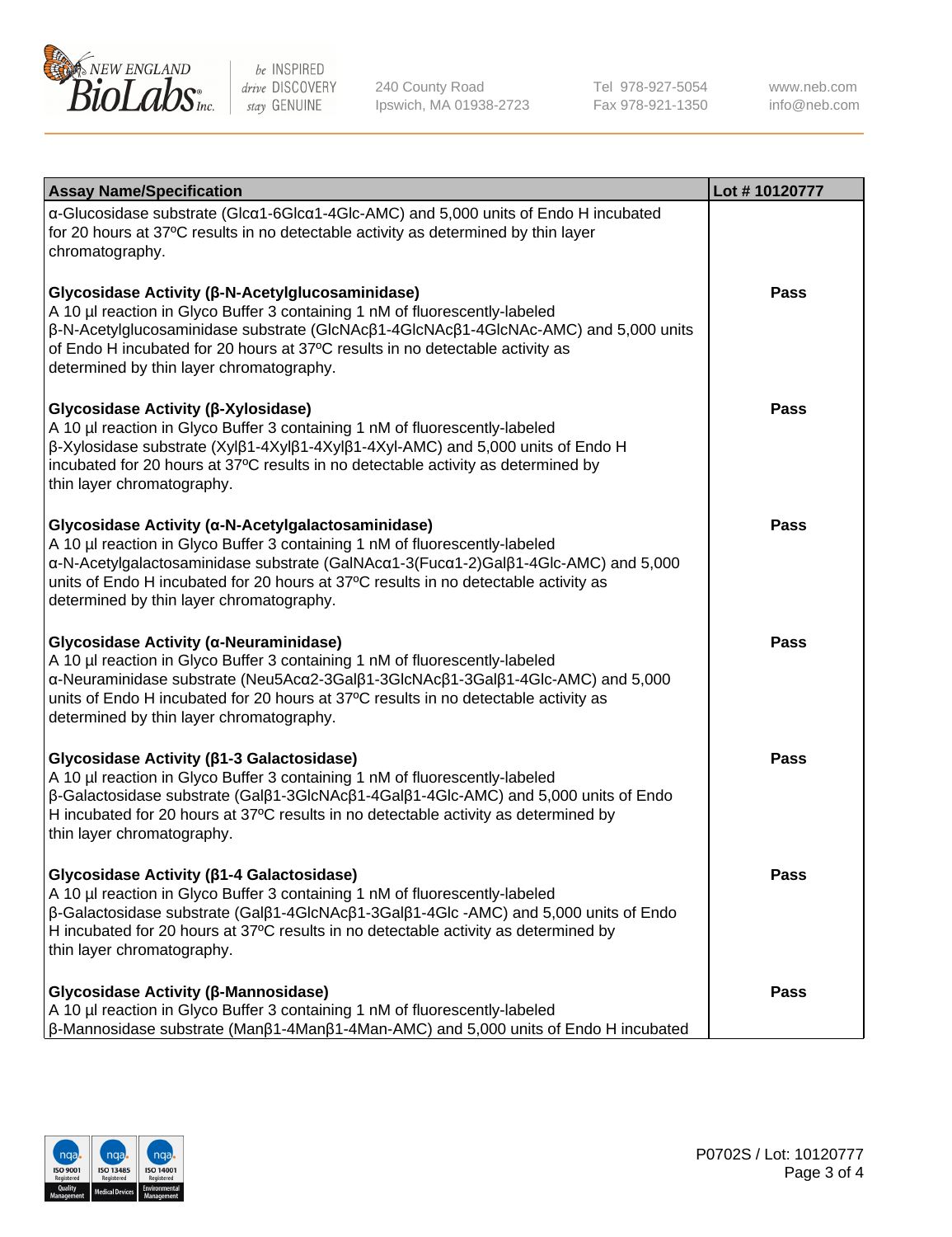| Assay Name/Specification | Lot # 10120777 |
|---|---|
| α-Glucosidase substrate (Glcα1-6Glcα1-4Glc-AMC) and 5,000 units of Endo H incubated for 20 hours at 37ºC results in no detectable activity as determined by thin layer chromatography. | |
| **Glycosidase Activity (β-N-Acetylglucosaminidase)**<br>A 10 µl reaction in Glyco Buffer 3 containing 1 nM of fluorescently-labeled β-N-Acetylglucosaminidase substrate (GlcNAcβ1-4GlcNAcβ1-4GlcNAc-AMC) and 5,000 units of Endo H incubated for 20 hours at 37ºC results in no detectable activity as determined by thin layer chromatography. | **Pass** |
| **Glycosidase Activity (β-Xylosidase)**<br>A 10 µl reaction in Glyco Buffer 3 containing 1 nM of fluorescently-labeled β-Xylosidase substrate (Xylβ1-4Xylβ1-4Xylβ1-4Xyl-AMC) and 5,000 units of Endo H incubated for 20 hours at 37ºC results in no detectable activity as determined by thin layer chromatography. | **Pass** |
| **Glycosidase Activity (α-N-Acetylgalactosaminidase)**<br>A 10 µl reaction in Glyco Buffer 3 containing 1 nM of fluorescently-labeled α-N-Acetylgalactosaminidase substrate (GalNAcα1-3(Fucα1-2)Galβ1-4Glc-AMC) and 5,000 units of Endo H incubated for 20 hours at 37ºC results in no detectable activity as determined by thin layer chromatography. | **Pass** |
| **Glycosidase Activity (α-Neuraminidase)**<br>A 10 µl reaction in Glyco Buffer 3 containing 1 nM of fluorescently-labeled α-Neuraminidase substrate (Neu5Acα2-3Galβ1-3GlcNAcβ1-3Galβ1-4Glc-AMC) and 5,000 units of Endo H incubated for 20 hours at 37ºC results in no detectable activity as determined by thin layer chromatography. | **Pass** |
| **Glycosidase Activity (β1-3 Galactosidase)**<br>A 10 µl reaction in Glyco Buffer 3 containing 1 nM of fluorescently-labeled β-Galactosidase substrate (Galβ1-3GlcNAcβ1-4Galβ1-4Glc-AMC) and 5,000 units of Endo H incubated for 20 hours at 37ºC results in no detectable activity as determined by thin layer chromatography. | **Pass** |
| **Glycosidase Activity (β1-4 Galactosidase)**<br>A 10 µl reaction in Glyco Buffer 3 containing 1 nM of fluorescently-labeled β-Galactosidase substrate (Galβ1-4GlcNAcβ1-3Galβ1-4Glc -AMC) and 5,000 units of Endo H incubated for 20 hours at 37ºC results in no detectable activity as determined by thin layer chromatography. | **Pass** |
| **Glycosidase Activity (β-Mannosidase)**<br>A 10 µl reaction in Glyco Buffer 3 containing 1 nM of fluorescently-labeled β-Mannosidase substrate (Manβ1-4Manβ1-4Man-AMC) and 5,000 units of Endo H incubated | **Pass** |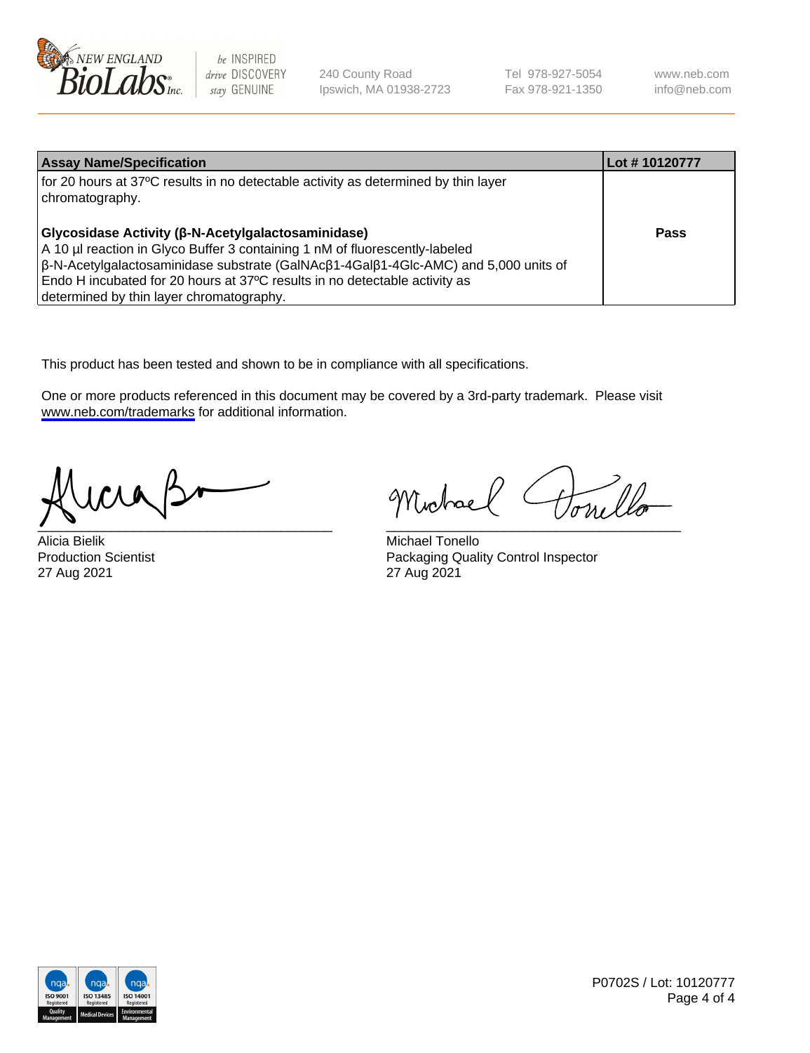| Assay Name/Specification | Lot # 10120777 |
| --- | --- |
| for 20 hours at 37ºC results in no detectable activity as determined by thin layer chromatography. | |
| **Glycosidase Activity (β-N-Acetylgalactosaminidase)**<br>A 10 µl reaction in Glyco Buffer 3 containing 1 nM of fluorescently-labeled β-N-Acetylgalactosaminidase substrate (GalNAcβ1-4Galβ1-4Glc-AMC) and 5,000 units of Endo H incubated for 20 hours at 37ºC results in no detectable activity as determined by thin layer chromatography. | **Pass** |

This product has been tested and shown to be in compliance with all specifications.

One or more products referenced in this document may be covered by a 3rd-party trademark. Please visit www.neb.com/trademarks for additional information.

Alicia Bielik
Production Scientist
27 Aug 2021

Michael Tonello
Packaging Quality Control Inspector
27 Aug 2021

P0702S / Lot: 10120777